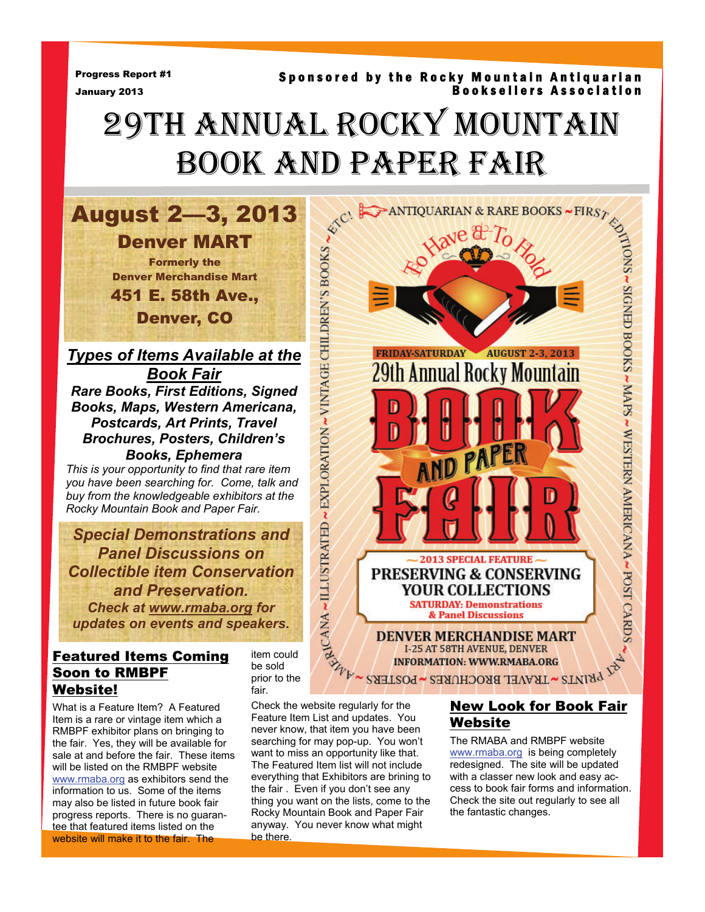Progress Report #1

January 2013

Sponsored by the Rocky Mountain Antiquarian Booksellers Association

# 29TH ANNUAL ROCKY MOUNTAIN BOOK AND PAPER FAIR

## August 2—3, 2013

**Denver MART**

**Formerly the Denver Merchandise Mart**

**451 E. 58th Ave., Denver, CO**

## *Types of Items Available at the Book Fair*

***Rare Books, First Editions, Signed Books, Maps, Western Americana, Postcards, Art Prints, Travel Brochures, Posters, Children's Books, Ephemera***

*This is your opportunity to find that rare item you have been searching for. Come, talk and buy from the knowledgeable exhibitors at the Rocky Mountain Book and Paper Fair.*

***Special Demonstrations and Panel Discussions on Collectible item Conservation and Preservation.***

***Check at www.rmaba.org for updates on events and speakers.***

ANTIQUARIAN & RARE BOOKS ~ FIRST EDITIONS ~ SIGNED BOOKS ~ MAPS ~ WESTERN AMERICANA ~ POST CARDS ~ ART PRINTS ~ TRAVEL BROCHURES ~ POSTERS ~ AMERICANA ~ ILLUSTRATED ~ EXPLORATION ~ VINTAGE CHILDREN'S BOOKS ~ ETC!

To Have & To Hold

FRIDAY-SATURDAY AUGUST 2-3, 2013

29th Annual Rocky Mountain BOOK AND PAPER FAIR

~ 2013 SPECIAL FEATURE ~

PRESERVING & CONSERVING YOUR COLLECTIONS

SATURDAY: Demonstrations & Panel Discussions

DENVER MERCHANDISE MART

I-25 AT 58TH AVENUE, DENVER

INFORMATION: WWW.RMABA.ORG

## Featured Items Coming Soon to RMBPF Website!

What is a Feature Item? A Featured Item is a rare or vintage item which a RMBPF exhibitor plans on bringing to the fair. Yes, they will be available for sale at and before the fair. These items will be listed on the RMBPF website www.rmaba.org as exhibitors send the information to us. Some of the items may also be listed in future book fair progress reports. There is no guarantee that featured items listed on the website will make it to the fair. The item could be sold prior to the fair.

Check the website regularly for the Feature Item List and updates. You never know, that item you have been searching for may pop-up. You won't want to miss an opportunity like that. The Featured Item list will not include everything that Exhibitors are brining to the fair . Even if you don't see anything you want on the lists, come to the Rocky Mountain Book and Paper Fair anyway. You never know what might be there.

## New Look for Book Fair Website

The RMABA and RMBPF website www.rmaba.org is being completely redesigned. The site will be updated with a classer new look and easy access to book fair forms and information. Check the site out regularly to see all the fantastic changes.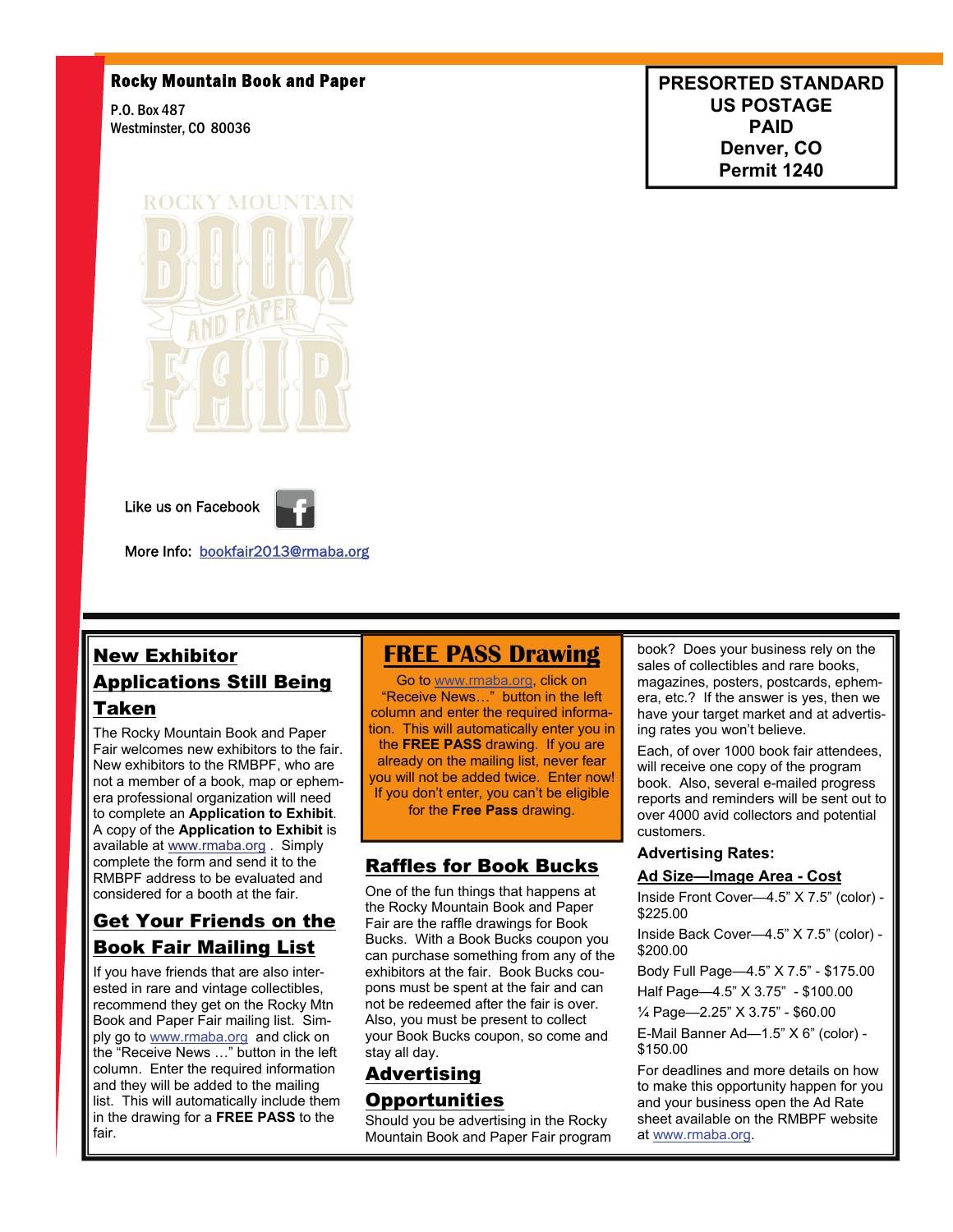**Rocky Mountain Book and Paper**

P.O. Box 487
Westminster, CO 80036

**PRESORTED STANDARD**
**US POSTAGE**
**PAID**
**Denver, CO**
**Permit 1240**

ROCKY MOUNTAIN BOOK AND PAPER FAIR

Like us on Facebook

More Info: bookfair2013@rmaba.org

## New Exhibitor Applications Still Being Taken

The Rocky Mountain Book and Paper Fair welcomes new exhibitors to the fair. New exhibitors to the RMBPF, who are not a member of a book, map or ephemera professional organization will need to complete an **Application to Exhibit**. A copy of the **Application to Exhibit** is available at www.rmaba.org . Simply complete the form and send it to the RMBPF address to be evaluated and considered for a booth at the fair.

## Get Your Friends on the Book Fair Mailing List

If you have friends that are also interested in rare and vintage collectibles, recommend they get on the Rocky Mtn Book and Paper Fair mailing list. Simply go to www.rmaba.org and click on the "Receive News …" button in the left column. Enter the required information and they will be added to the mailing list. This will automatically include them in the drawing for a **FREE PASS** to the fair.

## FREE PASS Drawing

Go to www.rmaba.org, click on "Receive News…" button in the left column and enter the required information. This will automatically enter you in the **FREE PASS** drawing. If you are already on the mailing list, never fear you will not be added twice. Enter now! If you don't enter, you can't be eligible for the **Free Pass** drawing.

## Raffles for Book Bucks

One of the fun things that happens at the Rocky Mountain Book and Paper Fair are the raffle drawings for Book Bucks. With a Book Bucks coupon you can purchase something from any of the exhibitors at the fair. Book Bucks coupons must be spent at the fair and can not be redeemed after the fair is over. Also, you must be present to collect your Book Bucks coupon, so come and stay all day.

## Advertising Opportunities

Should you be advertising in the Rocky Mountain Book and Paper Fair program book? Does your business rely on the sales of collectibles and rare books, magazines, posters, postcards, ephemera, etc.? If the answer is yes, then we have your target market and at advertising rates you won't believe.

Each, of over 1000 book fair attendees, will receive one copy of the program book. Also, several e-mailed progress reports and reminders will be sent out to over 4000 avid collectors and potential customers.

**Advertising Rates:**

**Ad Size—Image Area - Cost**

Inside Front Cover—4.5" X 7.5" (color) - $225.00

Inside Back Cover—4.5" X 7.5" (color) - $200.00

Body Full Page—4.5" X 7.5" - $175.00

Half Page—4.5" X 3.75" - $100.00

¼ Page—2.25" X 3.75" - $60.00

E-Mail Banner Ad—1.5" X 6" (color) - $150.00

For deadlines and more details on how to make this opportunity happen for you and your business open the Ad Rate sheet available on the RMBPF website at www.rmaba.org.